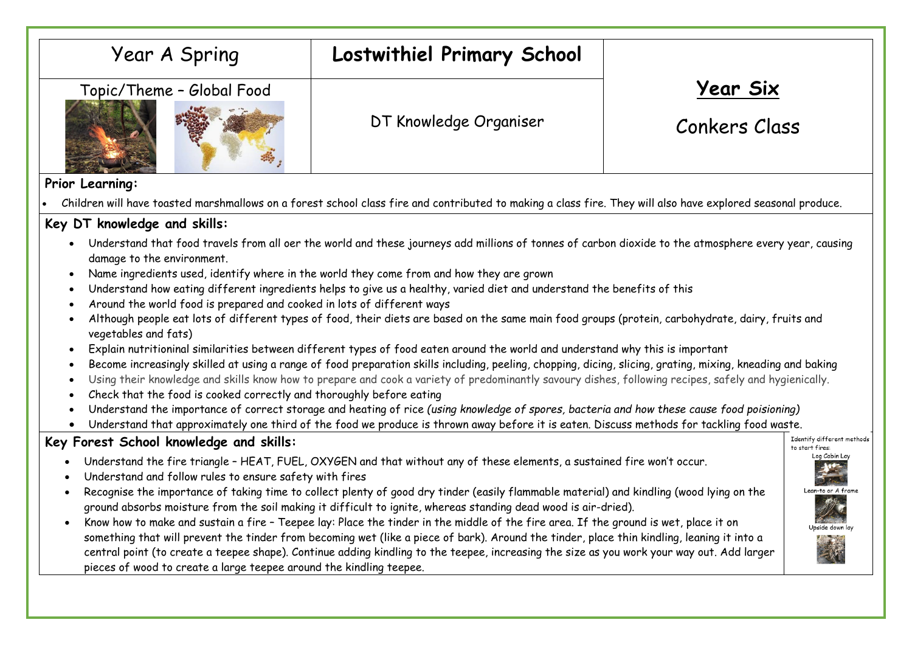| Year A Spring | **Lostwithiel Primary School** | **Year Six** |
|---|---|---|
| Topic/Theme – Global Food | DT Knowledge Organiser | Conkers Class |

**Prior Learning:**

- Children will have toasted marshmallows on a forest school class fire and contributed to making a class fire. They will also have explored seasonal produce.

**Key DT knowledge and skills:**

- Understand that food travels from all oer the world and these journeys add millions of tonnes of carbon dioxide to the atmosphere every year, causing damage to the environment.
- Name ingredients used, identify where in the world they come from and how they are grown
- Understand how eating different ingredients helps to give us a healthy, varied diet and understand the benefits of this
- Around the world food is prepared and cooked in lots of different ways
- Although people eat lots of different types of food, their diets are based on the same main food groups (protein, carbohydrate, dairy, fruits and vegetables and fats)
- Explain nutritioninal similarities between different types of food eaten around the world and understand why this is important
- Become increasingly skilled at using a range of food preparation skills including, peeling, chopping, dicing, slicing, grating, mixing, kneading and baking
- Using their knowledge and skills know how to prepare and cook a variety of predominantly savoury dishes, following recipes, safely and hygienically.
- Check that the food is cooked correctly and thoroughly before eating
- Understand the importance of correct storage and heating of rice *(using knowledge of spores, bacteria and how these cause food poisoning)*
- Understand that approximately one third of the food we produce is thrown away before it is eaten. Discuss methods for tackling food waste.

**Key Forest School knowledge and skills:**

- Understand the fire triangle – HEAT, FUEL, OXYGEN and that without any of these elements, a sustained fire won't occur.
- Understand and follow rules to ensure safety with fires
- Recognise the importance of taking time to collect plenty of good dry tinder (easily flammable material) and kindling (wood lying on the ground absorbs moisture from the soil making it difficult to ignite, whereas standing dead wood is air-dried).
- Know how to make and sustain a fire – Teepee lay: Place the tinder in the middle of the fire area. If the ground is wet, place it on something that will prevent the tinder from becoming wet (like a piece of bark). Around the tinder, place thin kindling, leaning it into a central point (to create a teepee shape). Continue adding kindling to the teepee, increasing the size as you work your way out. Add larger pieces of wood to create a large teepee around the kindling teepee.

Identify different methods to start fires:

Log Cabin Lay

Lean-to or A frame

Upside down lay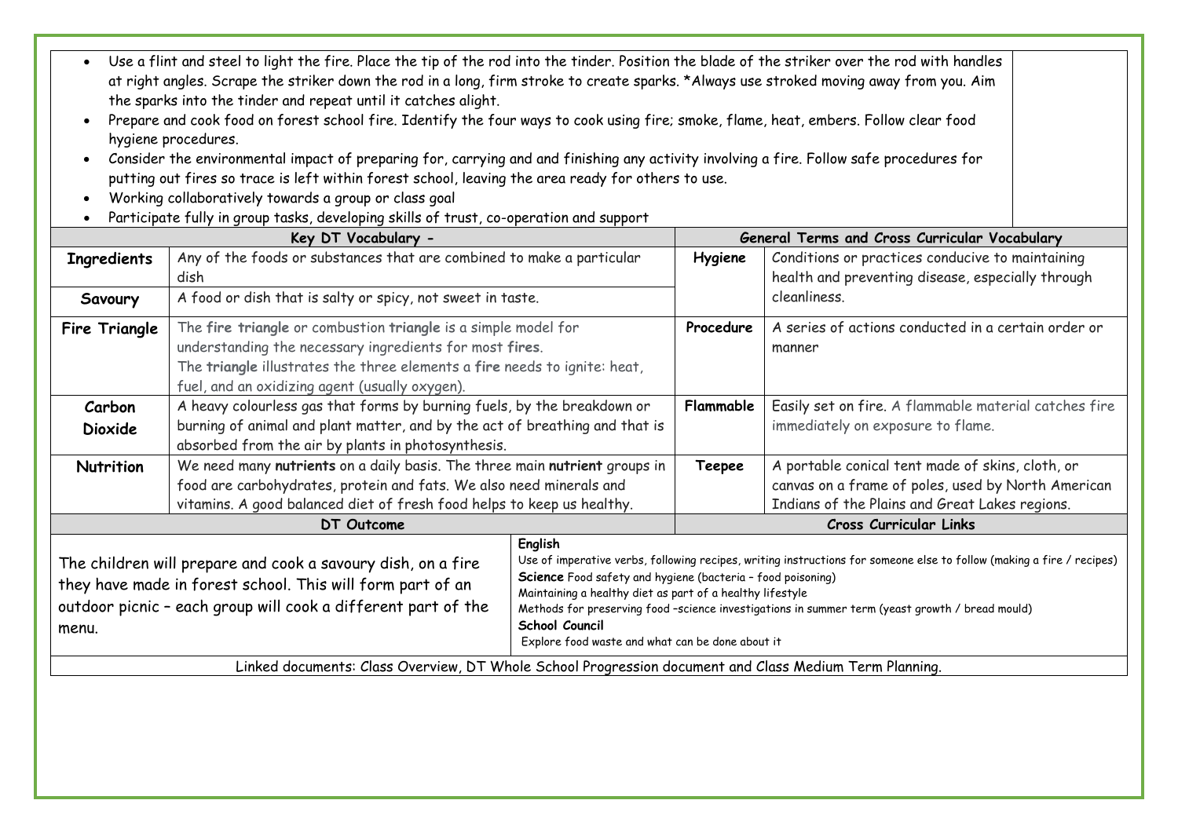- Use a flint and steel to light the fire. Place the tip of the rod into the tinder. Position the blade of the striker over the rod with handles at right angles. Scrape the striker down the rod in a long, firm stroke to create sparks. *Always use stroked moving away from you. Aim the sparks into the tinder and repeat until it catches alight.
- Prepare and cook food on forest school fire. Identify the four ways to cook using fire; smoke, flame, heat, embers. Follow clear food hygiene procedures.
- Consider the environmental impact of preparing for, carrying and and finishing any activity involving a fire. Follow safe procedures for putting out fires so trace is left within forest school, leaving the area ready for others to use.
- Working collaboratively towards a group or class goal
- Participate fully in group tasks, developing skills of trust, co-operation and support

| **Key DT Vocabulary -** | | **General Terms and Cross Curricular Vocabulary** | |
|---|---|---|---|
| **Ingredients** | Any of the foods or substances that are combined to make a particular dish | **Hygiene** | Conditions or practices conducive to maintaining health and preventing disease, especially through cleanliness. |
| **Savoury** | A food or dish that is salty or spicy, not sweet in taste. | | |
| **Fire Triangle** | The **fire triangle** or combustion **triangle** is a simple model for understanding the necessary ingredients for most **fires**. The **triangle** illustrates the three elements a **fire** needs to ignite: heat, fuel, and an oxidizing agent (usually oxygen). | **Procedure** | A series of actions conducted in a certain order or manner |
| **Carbon Dioxide** | A heavy colourless gas that forms by burning fuels, by the breakdown or burning of animal and plant matter, and by the act of breathing and that is absorbed from the air by plants in photosynthesis. | **Flammable** | Easily set on fire. A flammable material catches fire immediately on exposure to flame. |
| **Nutrition** | We need many **nutrients** on a daily basis. The three main **nutrient** groups in food are carbohydrates, protein and fats. We also need minerals and vitamins. A good balanced diet of fresh food helps to keep us healthy. | **Teepee** | A portable conical tent made of skins, cloth, or canvas on a frame of poles, used by North American Indians of the Plains and Great Lakes regions. |

| **DT Outcome** | **Cross Curricular Links** |
|---|---|
| The children will prepare and cook a savoury dish, on a fire they have made in forest school. This will form part of an outdoor picnic – each group will cook a different part of the menu. | **English**<br>Use of imperative verbs, following recipes, writing instructions for someone else to follow (making a fire / recipes)<br>**Science** Food safety and hygiene (bacteria – food poisoning)<br>Maintaining a healthy diet as part of a healthy lifestyle<br>Methods for preserving food –science investigations in summer term (yeast growth / bread mould)<br>**School Council**<br>Explore food waste and what can be done about it |

Linked documents: Class Overview, DT Whole School Progression document and Class Medium Term Planning.